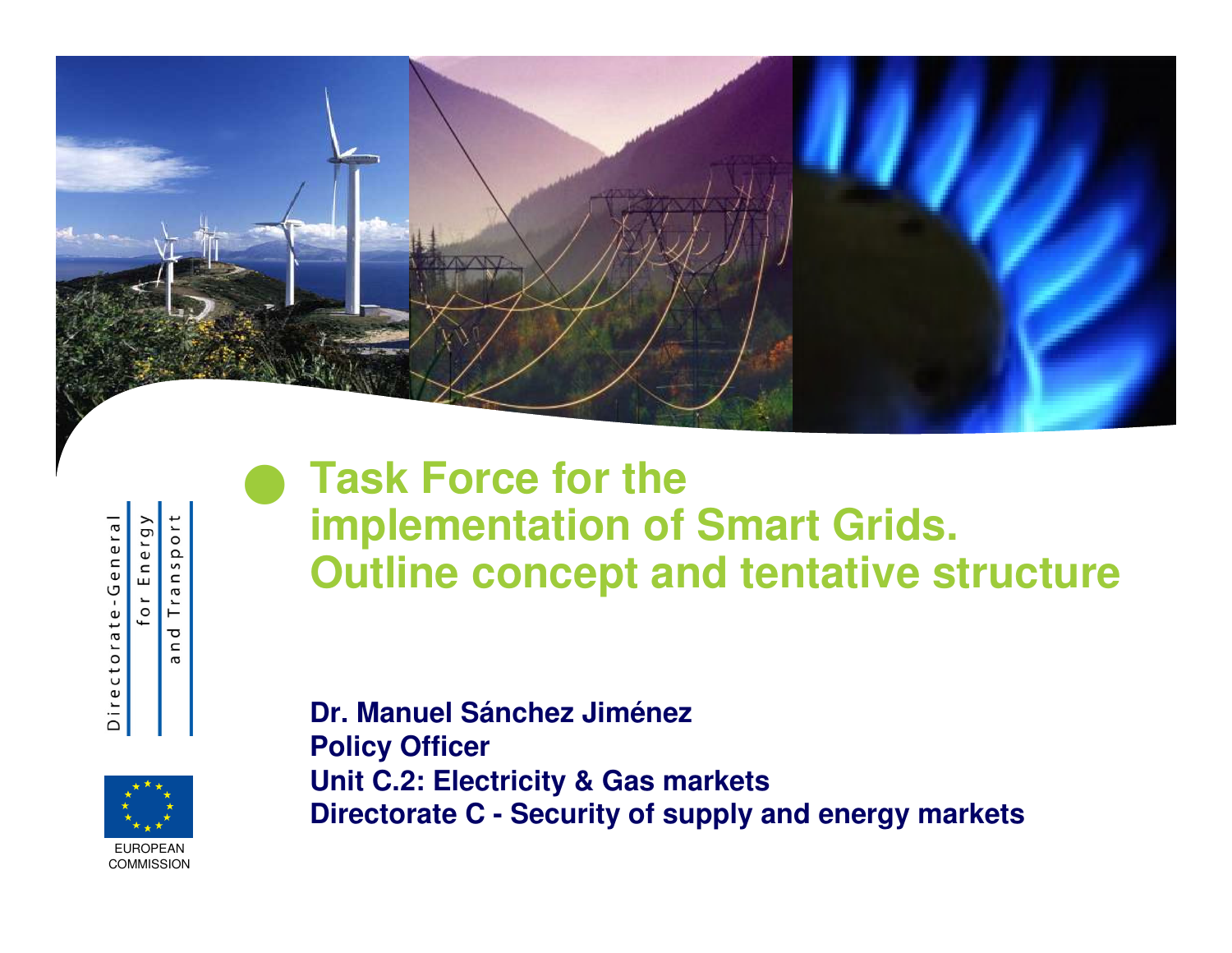# Task Force for the implementation of Smart Grids. Outline concept and tentative structure

**Dr. Manuel Sánchez Jiménez**
**Policy Officer**
**Unit C.2: Electricity & Gas markets**
**Directorate C - Security of supply and energy markets**

Directorate-General for Energy and Transport

EUROPEAN COMMISSION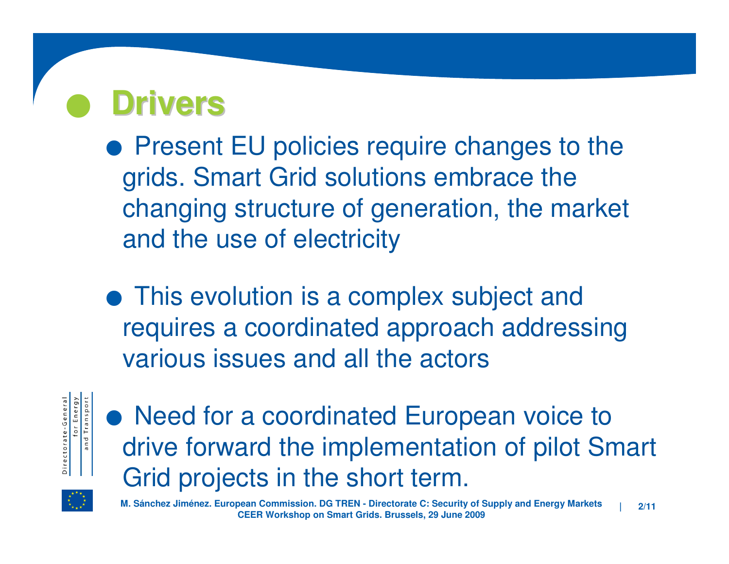# Drivers

- Present EU policies require changes to the grids. Smart Grid solutions embrace the changing structure of generation, the market and the use of electricity

- This evolution is a complex subject and requires a coordinated approach addressing various issues and all the actors

- Need for a coordinated European voice to drive forward the implementation of pilot Smart Grid projects in the short term.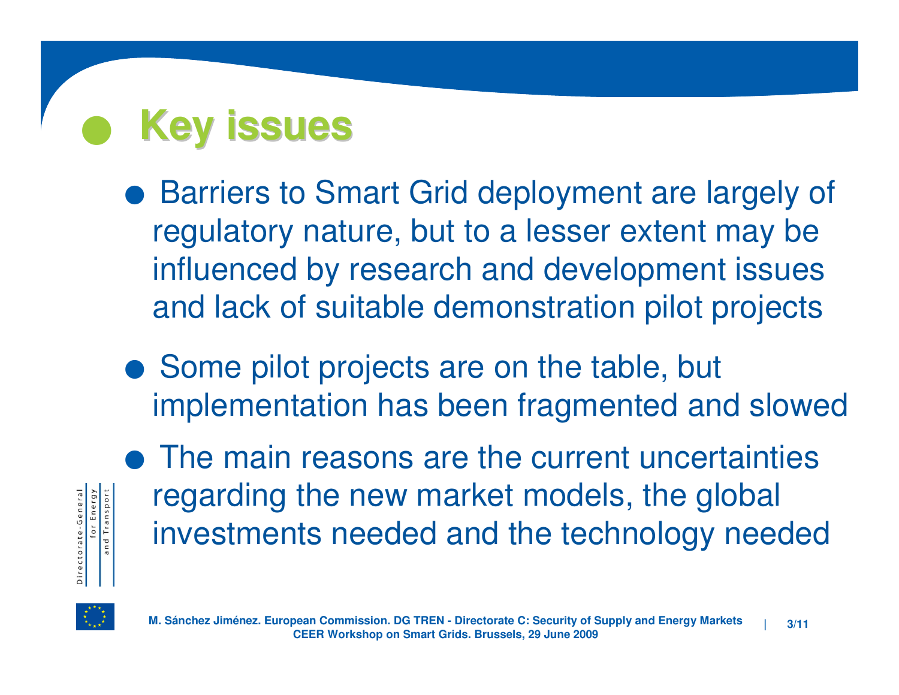# Key issues

- Barriers to Smart Grid deployment are largely of regulatory nature, but to a lesser extent may be influenced by research and development issues and lack of suitable demonstration pilot projects
- Some pilot projects are on the table, but implementation has been fragmented and slowed
- The main reasons are the current uncertainties regarding the new market models, the global investments needed and the technology needed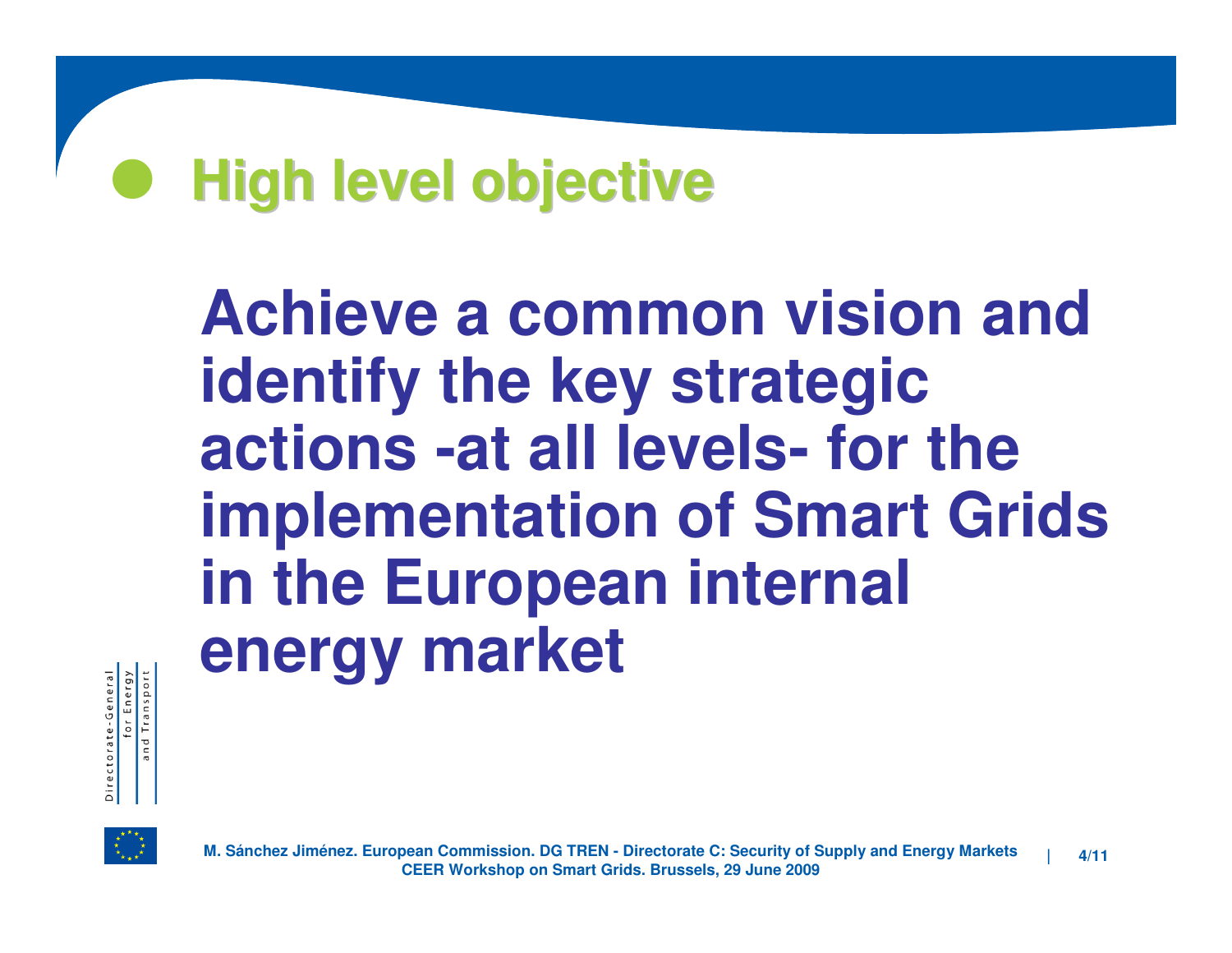# High level objective

**Achieve a common vision and identify the key strategic actions -at all levels- for the implementation of Smart Grids in the European internal energy market**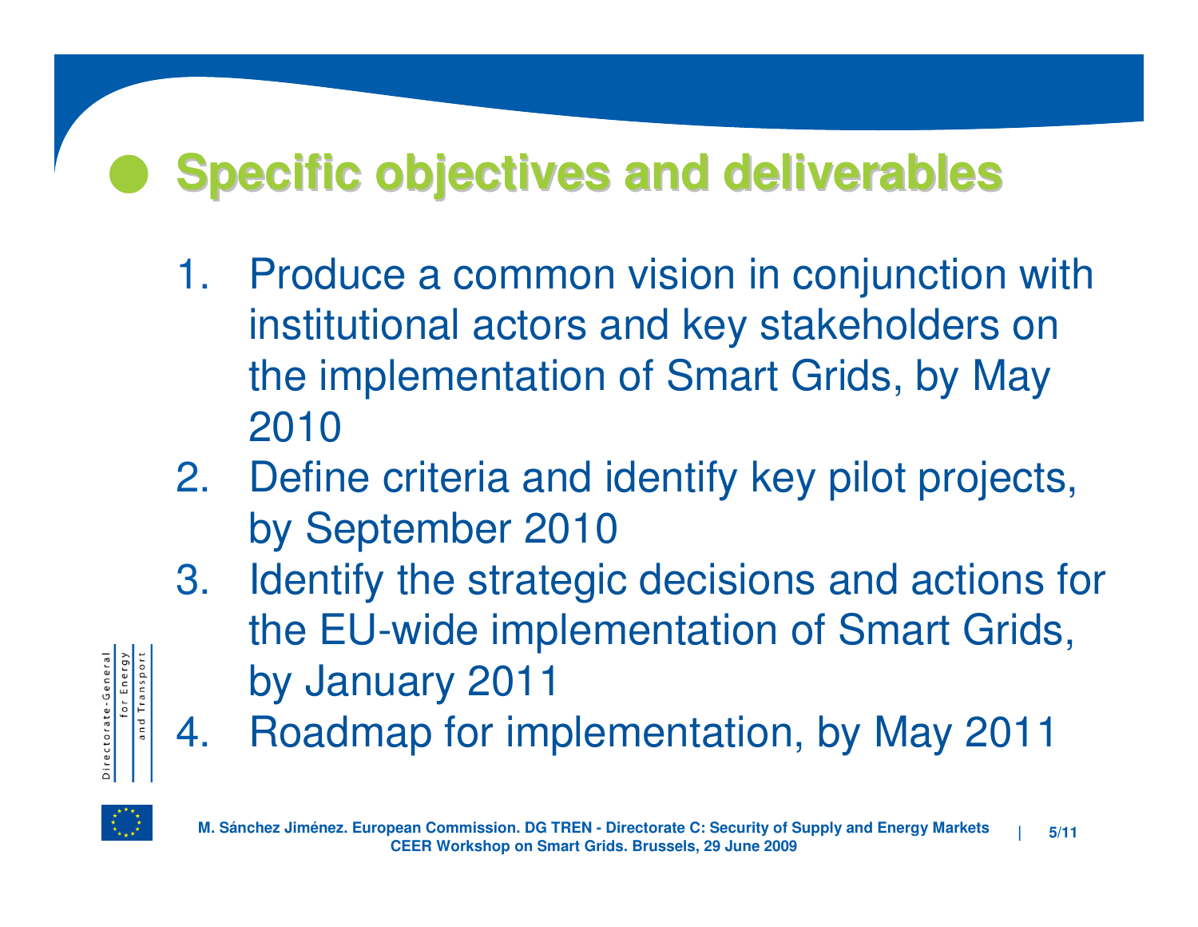## Specific objectives and deliverables

1. Produce a common vision in conjunction with institutional actors and key stakeholders on the implementation of Smart Grids, by May 2010
2. Define criteria and identify key pilot projects, by September 2010
3. Identify the strategic decisions and actions for the EU-wide implementation of Smart Grids, by January 2011
4. Roadmap for implementation, by May 2011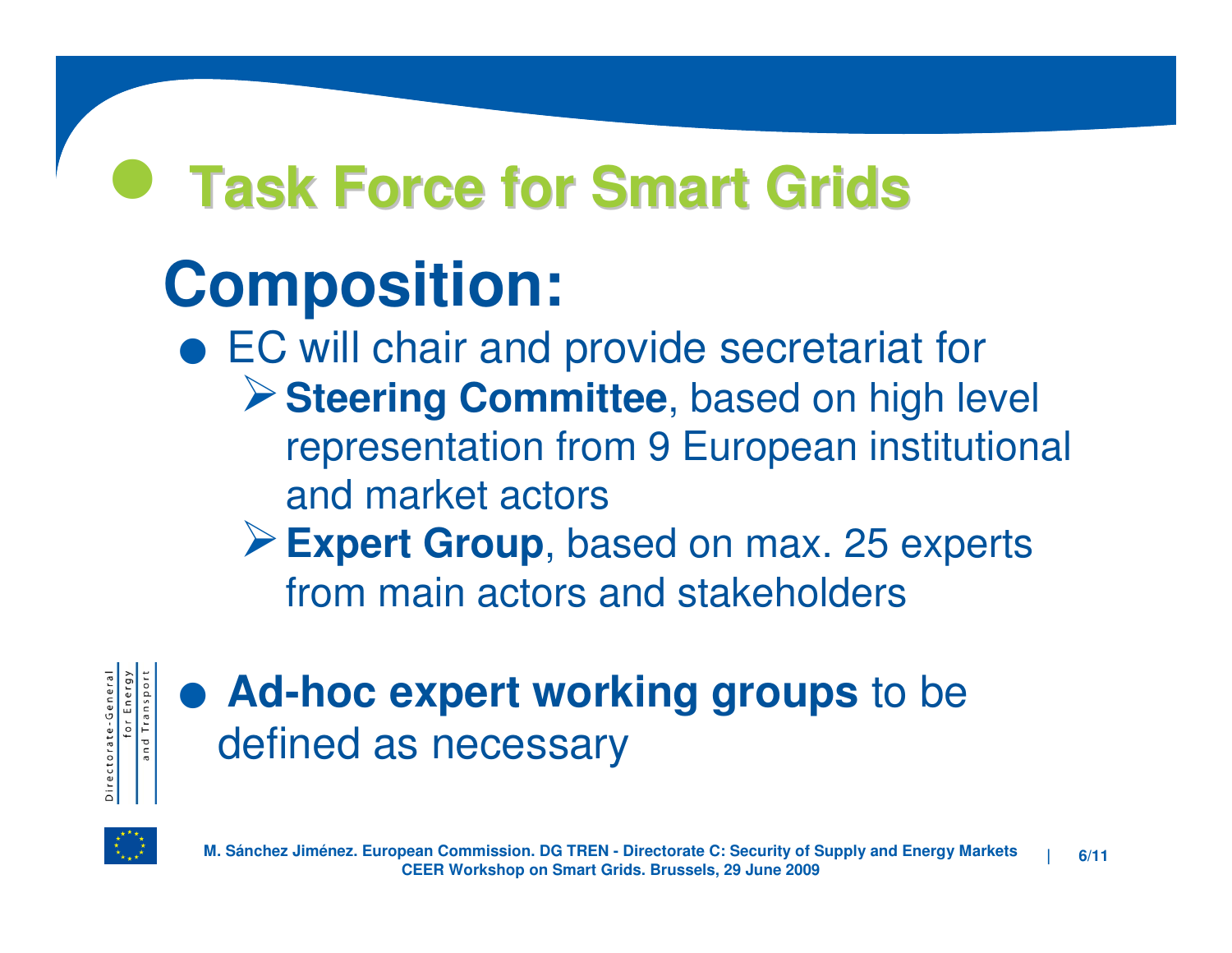# Task Force for Smart Grids

## Composition:

- EC will chair and provide secretariat for
  - **Steering Committee**, based on high level representation from 9 European institutional and market actors
  - **Expert Group**, based on max. 25 experts from main actors and stakeholders

- **Ad-hoc expert working groups** to be defined as necessary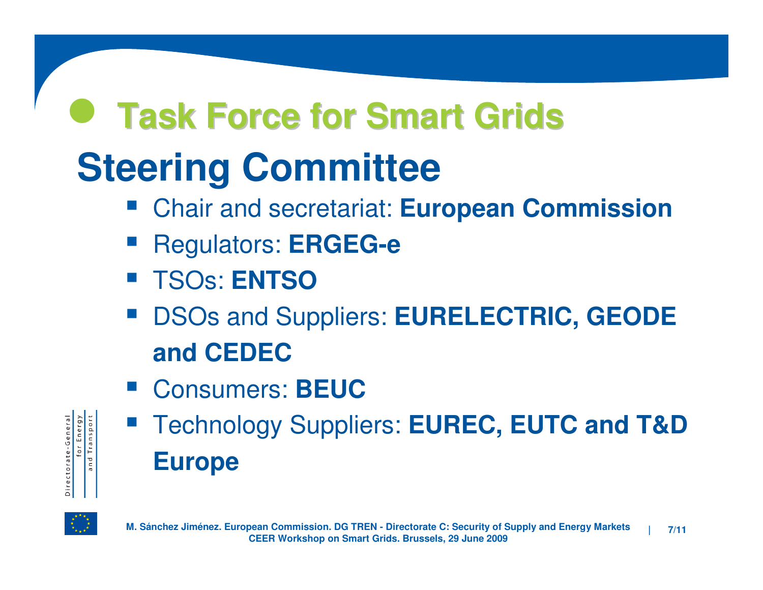# Task Force for Smart Grids

## Steering Committee

- Chair and secretariat: **European Commission**
- Regulators: **ERGEG-e**
- TSOs: **ENTSO**
- DSOs and Suppliers: **EURELECTRIC, GEODE and CEDEC**
- Consumers: **BEUC**
- Technology Suppliers: **EUREC, EUTC and T&D Europe**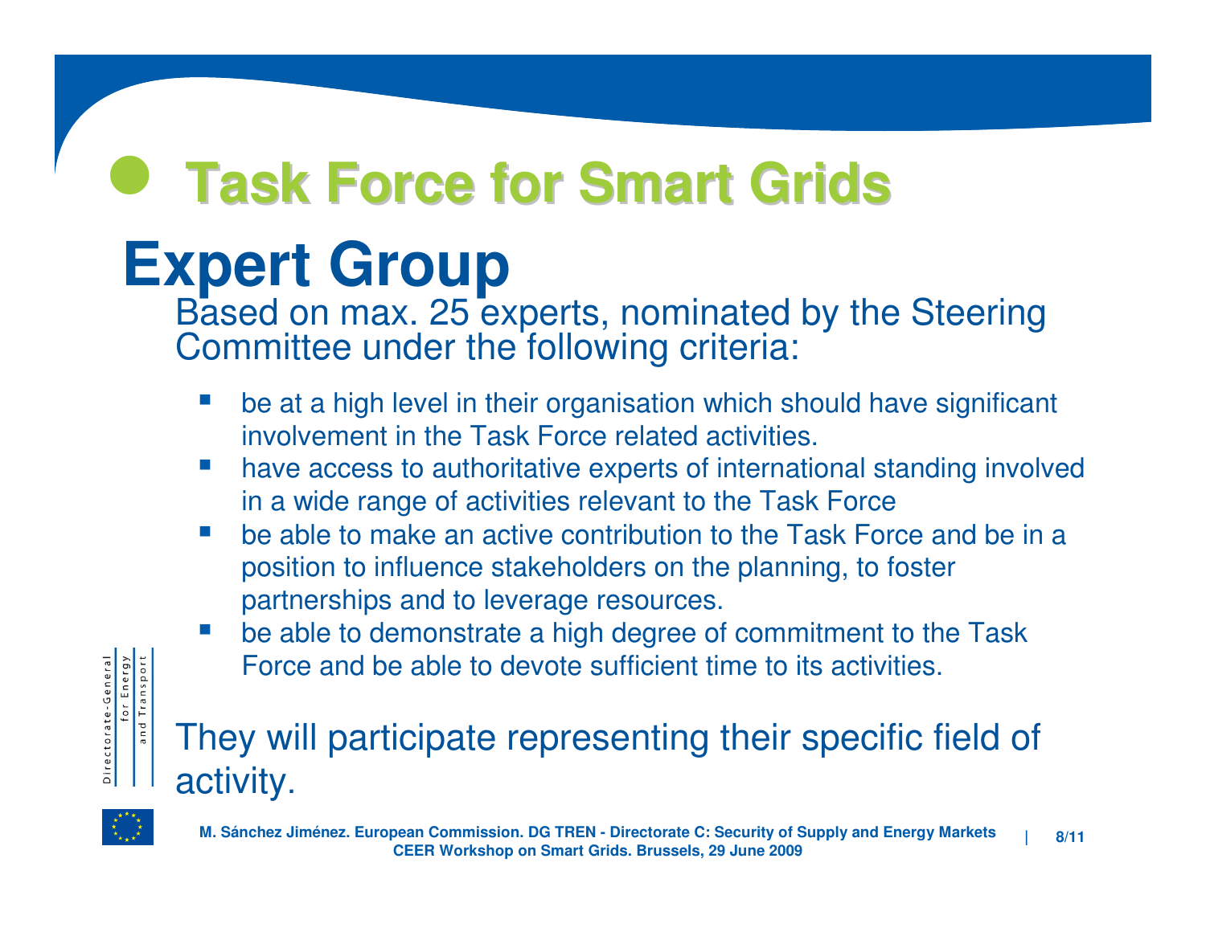# Task Force for Smart Grids

## Expert Group

Based on max. 25 experts, nominated by the Steering Committee under the following criteria:

- be at a high level in their organisation which should have significant involvement in the Task Force related activities.
- have access to authoritative experts of international standing involved in a wide range of activities relevant to the Task Force
- be able to make an active contribution to the Task Force and be in a position to influence stakeholders on the planning, to foster partnerships and to leverage resources.
- be able to demonstrate a high degree of commitment to the Task Force and be able to devote sufficient time to its activities.

They will participate representing their specific field of activity.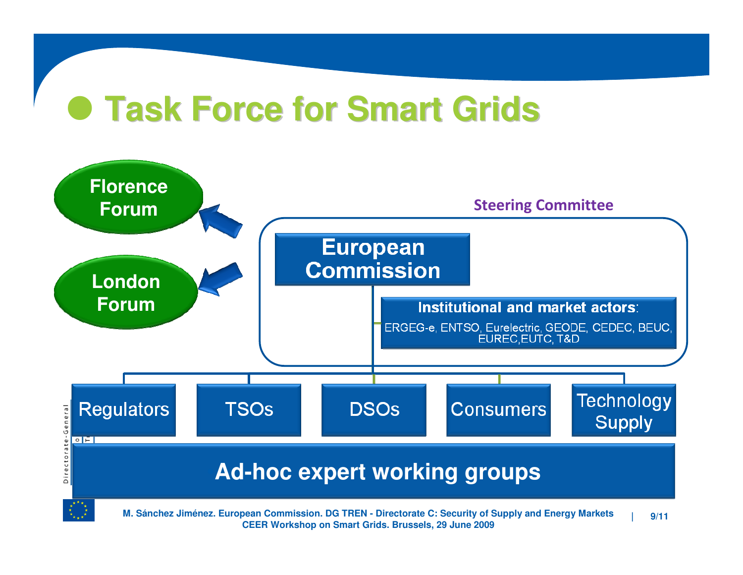# Task Force for Smart Grids

Florence Forum

London Forum

Steering Committee

European Commission

**Institutional and market actors:**

ERGEG-e, ENTSO, Eurelectric, GEODE, CEDEC, BEUC, EUREC,EUTC, T&D

Regulators | TSOs | DSOs | Consumers | Technology Supply

**Ad-hoc expert working groups**

M. Sánchez Jiménez. European Commission. DG TREN - Directorate C: Security of Supply and Energy Markets
CEER Workshop on Smart Grids. Brussels, 29 June 2009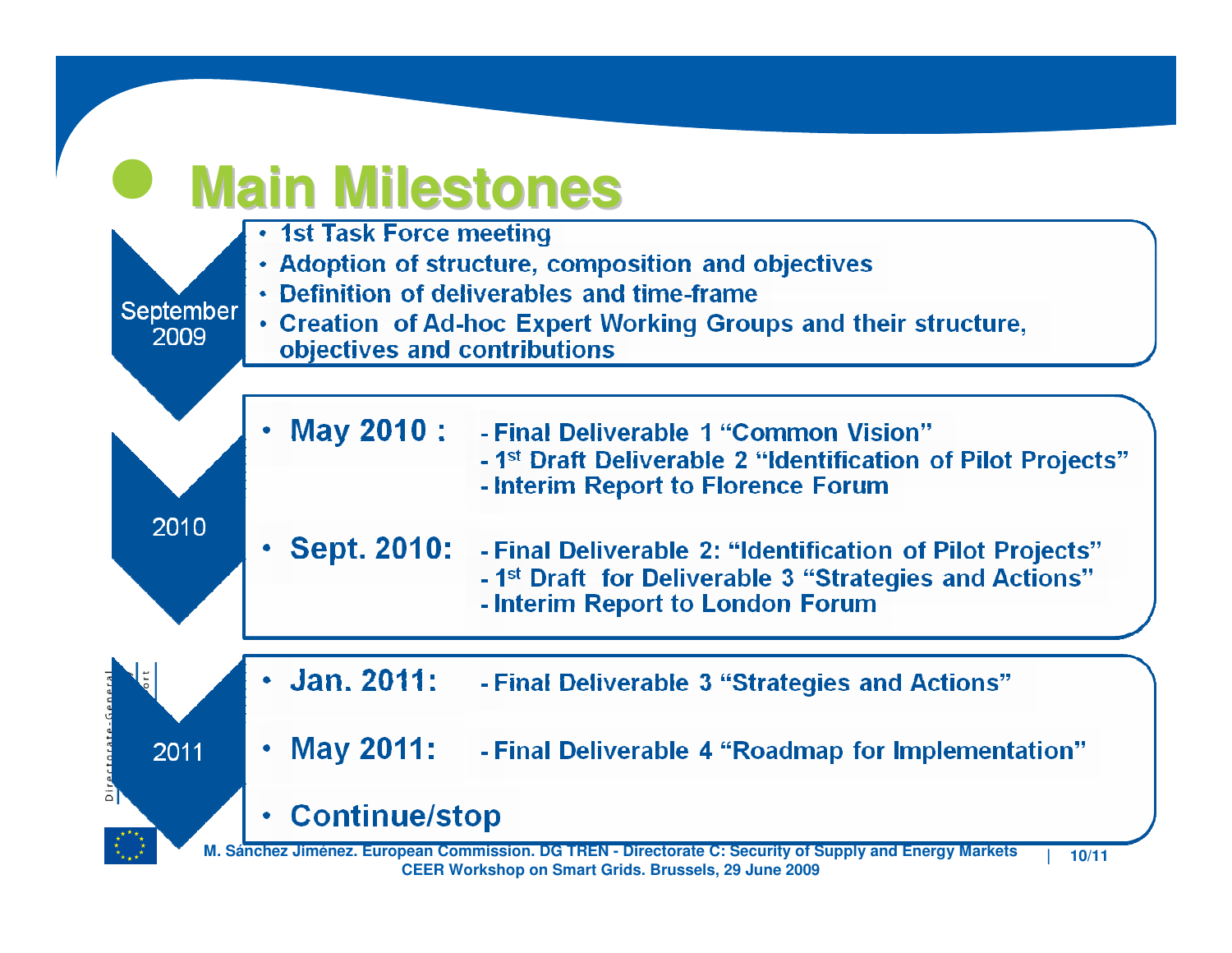# Main Milestones

**September 2009**

- 1st Task Force meeting
- Adoption of structure, composition and objectives
- Definition of deliverables and time-frame
- Creation of Ad-hoc Expert Working Groups and their structure, objectives and contributions

**2010**

- **May 2010 :**
  - Final Deliverable 1 "Common Vision"
  - 1st Draft Deliverable 2 "Identification of Pilot Projects"
  - Interim Report to Florence Forum
- **Sept. 2010:**
  - Final Deliverable 2: "Identification of Pilot Projects"
  - 1st Draft for Deliverable 3 "Strategies and Actions"
  - Interim Report to London Forum

**2011**

- **Jan. 2011:**
  - Final Deliverable 3 "Strategies and Actions"
- **May 2011:**
  - Final Deliverable 4 "Roadmap for Implementation"
- **Continue/stop**

M. Sánchez Jiménez. European Commission. DG TREN - Directorate C: Security of Supply and Energy Markets
CEER Workshop on Smart Grids. Brussels, 29 June 2009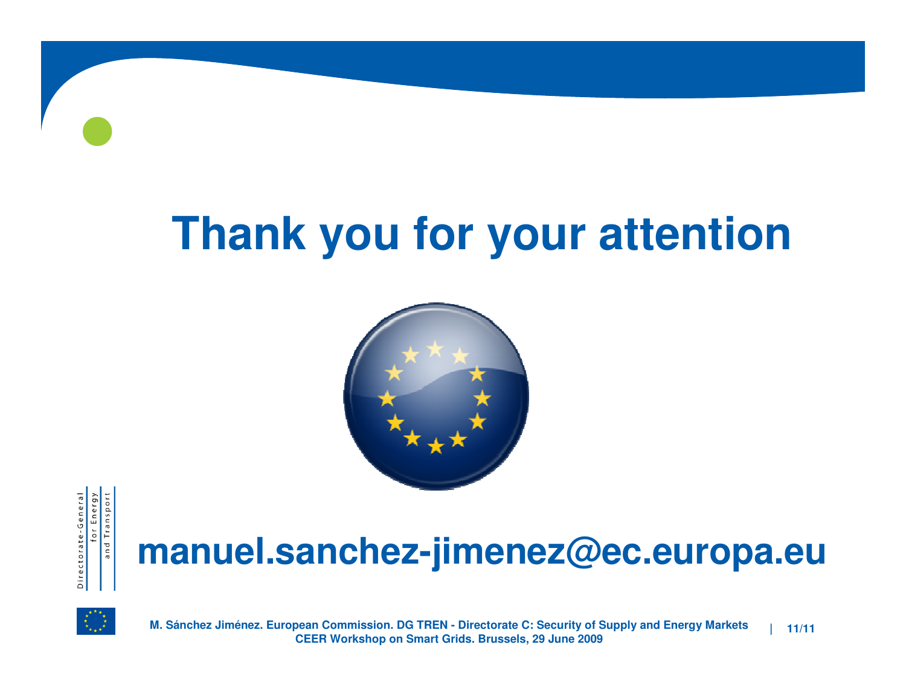# Thank you for your attention

**manuel.sanchez-jimenez@ec.europa.eu**